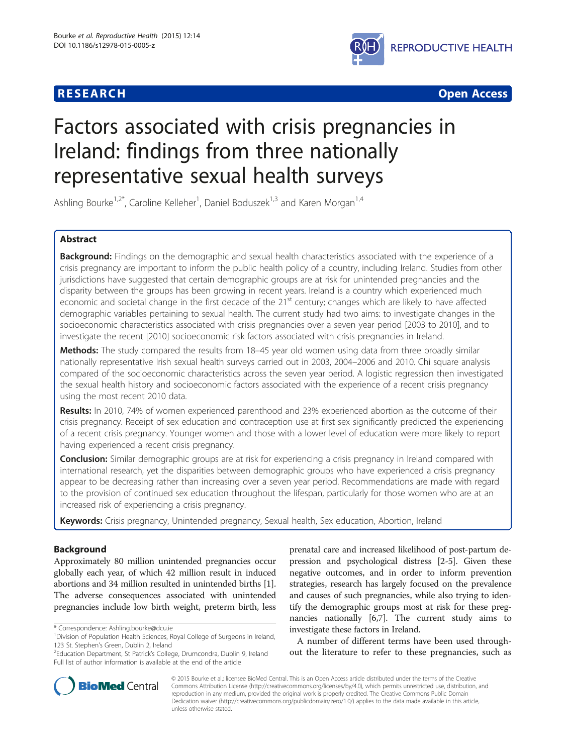**RESEARCH** **Open Access**

# Factors associated with crisis pregnancies in Ireland: findings from three nationally representative sexual health surveys

Ashling Bourke[1,2*], Caroline Kelleher[1], Daniel Boduszek[1,3] and Karen Morgan[1,4]

## Abstract

**Background:** Findings on the demographic and sexual health characteristics associated with the experience of a crisis pregnancy are important to inform the public health policy of a country, including Ireland. Studies from other jurisdictions have suggested that certain demographic groups are at risk for unintended pregnancies and the disparity between the groups has been growing in recent years. Ireland is a country which experienced much economic and societal change in the first decade of the 21st century; changes which are likely to have affected demographic variables pertaining to sexual health. The current study had two aims: to investigate changes in the socioeconomic characteristics associated with crisis pregnancies over a seven year period [2003 to 2010], and to investigate the recent [2010] socioeconomic risk factors associated with crisis pregnancies in Ireland.

**Methods:** The study compared the results from 18–45 year old women using data from three broadly similar nationally representative Irish sexual health surveys carried out in 2003, 2004–2006 and 2010. Chi square analysis compared of the socioeconomic characteristics across the seven year period. A logistic regression then investigated the sexual health history and socioeconomic factors associated with the experience of a recent crisis pregnancy using the most recent 2010 data.

**Results:** In 2010, 74% of women experienced parenthood and 23% experienced abortion as the outcome of their crisis pregnancy. Receipt of sex education and contraception use at first sex significantly predicted the experiencing of a recent crisis pregnancy. Younger women and those with a lower level of education were more likely to report having experienced a recent crisis pregnancy.

**Conclusion:** Similar demographic groups are at risk for experiencing a crisis pregnancy in Ireland compared with international research, yet the disparities between demographic groups who have experienced a crisis pregnancy appear to be decreasing rather than increasing over a seven year period. Recommendations are made with regard to the provision of continued sex education throughout the lifespan, particularly for those women who are at an increased risk of experiencing a crisis pregnancy.

**Keywords:** Crisis pregnancy, Unintended pregnancy, Sexual health, Sex education, Abortion, Ireland

## Background

Approximately 80 million unintended pregnancies occur globally each year, of which 42 million result in induced abortions and 34 million resulted in unintended births [1]. The adverse consequences associated with unintended pregnancies include low birth weight, preterm birth, less prenatal care and increased likelihood of post-partum depression and psychological distress [2-5]. Given these negative outcomes, and in order to inform prevention strategies, research has largely focused on the prevalence and causes of such pregnancies, while also trying to identify the demographic groups most at risk for these pregnancies nationally [6,7]. The current study aims to investigate these factors in Ireland.

A number of different terms have been used throughout the literature to refer to these pregnancies, such as

---

\* Correspondence: Ashling.bourke@dcu.ie

[1]Division of Population Health Sciences, Royal College of Surgeons in Ireland, 123 St. Stephen's Green, Dublin 2, Ireland

[2]Education Department, St Patrick's College, Drumcondra, Dublin 9, Ireland

Full list of author information is available at the end of the article

© 2015 Bourke et al.; licensee BioMed Central. This is an Open Access article distributed under the terms of the Creative Commons Attribution License (http://creativecommons.org/licenses/by/4.0), which permits unrestricted use, distribution, and reproduction in any medium, provided the original work is properly credited. The Creative Commons Public Domain Dedication waiver (http://creativecommons.org/publicdomain/zero/1.0/) applies to the data made available in this article, unless otherwise stated.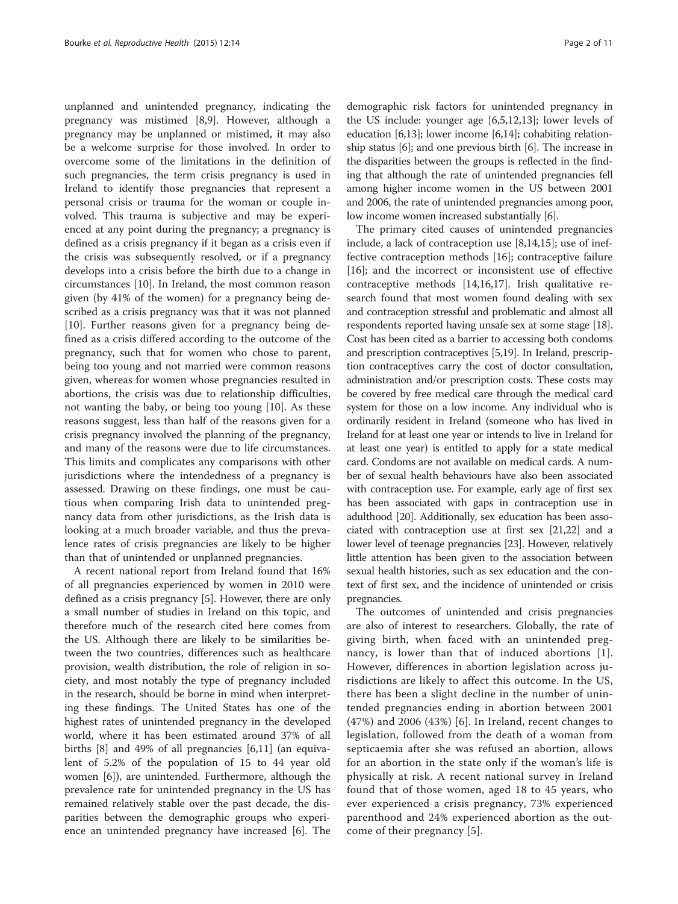unplanned and unintended pregnancy, indicating the pregnancy was mistimed [8,9]. However, although a pregnancy may be unplanned or mistimed, it may also be a welcome surprise for those involved. In order to overcome some of the limitations in the definition of such pregnancies, the term crisis pregnancy is used in Ireland to identify those pregnancies that represent a personal crisis or trauma for the woman or couple involved. This trauma is subjective and may be experienced at any point during the pregnancy; a pregnancy is defined as a crisis pregnancy if it began as a crisis even if the crisis was subsequently resolved, or if a pregnancy develops into a crisis before the birth due to a change in circumstances [10]. In Ireland, the most common reason given (by 41% of the women) for a pregnancy being described as a crisis pregnancy was that it was not planned [10]. Further reasons given for a pregnancy being defined as a crisis differed according to the outcome of the pregnancy, such that for women who chose to parent, being too young and not married were common reasons given, whereas for women whose pregnancies resulted in abortions, the crisis was due to relationship difficulties, not wanting the baby, or being too young [10]. As these reasons suggest, less than half of the reasons given for a crisis pregnancy involved the planning of the pregnancy, and many of the reasons were due to life circumstances. This limits and complicates any comparisons with other jurisdictions where the intendedness of a pregnancy is assessed. Drawing on these findings, one must be cautious when comparing Irish data to unintended pregnancy data from other jurisdictions, as the Irish data is looking at a much broader variable, and thus the prevalence rates of crisis pregnancies are likely to be higher than that of unintended or unplanned pregnancies.

A recent national report from Ireland found that 16% of all pregnancies experienced by women in 2010 were defined as a crisis pregnancy [5]. However, there are only a small number of studies in Ireland on this topic, and therefore much of the research cited here comes from the US. Although there are likely to be similarities between the two countries, differences such as healthcare provision, wealth distribution, the role of religion in society, and most notably the type of pregnancy included in the research, should be borne in mind when interpreting these findings. The United States has one of the highest rates of unintended pregnancy in the developed world, where it has been estimated around 37% of all births [8] and 49% of all pregnancies [6,11] (an equivalent of 5.2% of the population of 15 to 44 year old women [6]), are unintended. Furthermore, although the prevalence rate for unintended pregnancy in the US has remained relatively stable over the past decade, the disparities between the demographic groups who experience an unintended pregnancy have increased [6]. The demographic risk factors for unintended pregnancy in the US include: younger age [6,5,12,13]; lower levels of education [6,13]; lower income [6,14]; cohabiting relationship status [6]; and one previous birth [6]. The increase in the disparities between the groups is reflected in the finding that although the rate of unintended pregnancies fell among higher income women in the US between 2001 and 2006, the rate of unintended pregnancies among poor, low income women increased substantially [6].

The primary cited causes of unintended pregnancies include, a lack of contraception use [8,14,15]; use of ineffective contraception methods [16]; contraceptive failure [16]; and the incorrect or inconsistent use of effective contraceptive methods [14,16,17]. Irish qualitative research found that most women found dealing with sex and contraception stressful and problematic and almost all respondents reported having unsafe sex at some stage [18]. Cost has been cited as a barrier to accessing both condoms and prescription contraceptives [5,19]. In Ireland, prescription contraceptives carry the cost of doctor consultation, administration and/or prescription costs. These costs may be covered by free medical care through the medical card system for those on a low income. Any individual who is ordinarily resident in Ireland (someone who has lived in Ireland for at least one year or intends to live in Ireland for at least one year) is entitled to apply for a state medical card. Condoms are not available on medical cards. A number of sexual health behaviours have also been associated with contraception use. For example, early age of first sex has been associated with gaps in contraception use in adulthood [20]. Additionally, sex education has been associated with contraception use at first sex [21,22] and a lower level of teenage pregnancies [23]. However, relatively little attention has been given to the association between sexual health histories, such as sex education and the context of first sex, and the incidence of unintended or crisis pregnancies.

The outcomes of unintended and crisis pregnancies are also of interest to researchers. Globally, the rate of giving birth, when faced with an unintended pregnancy, is lower than that of induced abortions [1]. However, differences in abortion legislation across jurisdictions are likely to affect this outcome. In the US, there has been a slight decline in the number of unintended pregnancies ending in abortion between 2001 (47%) and 2006 (43%) [6]. In Ireland, recent changes to legislation, followed from the death of a woman from septicaemia after she was refused an abortion, allows for an abortion in the state only if the woman's life is physically at risk. A recent national survey in Ireland found that of those women, aged 18 to 45 years, who ever experienced a crisis pregnancy, 73% experienced parenthood and 24% experienced abortion as the outcome of their pregnancy [5].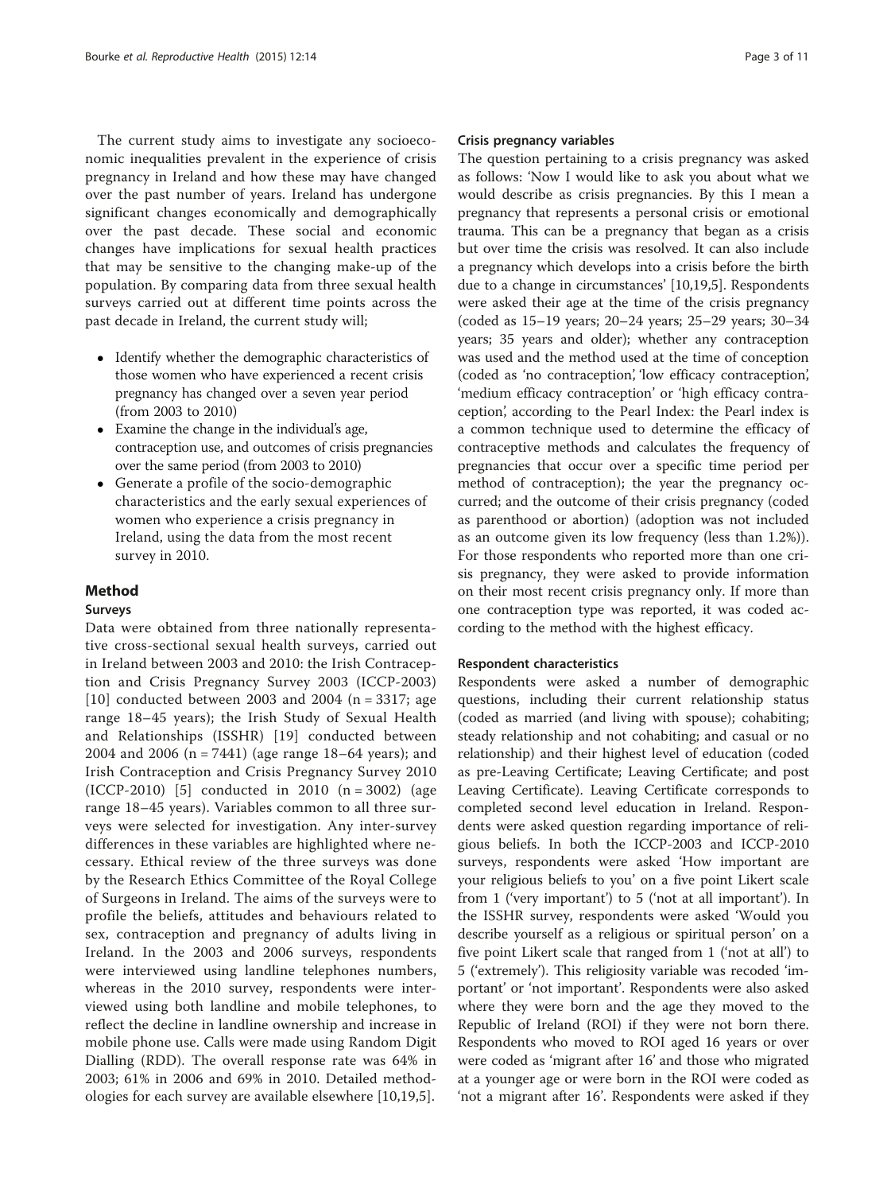The current study aims to investigate any socioeconomic inequalities prevalent in the experience of crisis pregnancy in Ireland and how these may have changed over the past number of years. Ireland has undergone significant changes economically and demographically over the past decade. These social and economic changes have implications for sexual health practices that may be sensitive to the changing make-up of the population. By comparing data from three sexual health surveys carried out at different time points across the past decade in Ireland, the current study will;

- Identify whether the demographic characteristics of those women who have experienced a recent crisis pregnancy has changed over a seven year period (from 2003 to 2010)
- Examine the change in the individual's age, contraception use, and outcomes of crisis pregnancies over the same period (from 2003 to 2010)
- Generate a profile of the socio-demographic characteristics and the early sexual experiences of women who experience a crisis pregnancy in Ireland, using the data from the most recent survey in 2010.

## Method

### Surveys

Data were obtained from three nationally representative cross-sectional sexual health surveys, carried out in Ireland between 2003 and 2010: the Irish Contraception and Crisis Pregnancy Survey 2003 (ICCP-2003) [10] conducted between 2003 and 2004 (n = 3317; age range 18–45 years); the Irish Study of Sexual Health and Relationships (ISSHR) [19] conducted between 2004 and 2006 (n = 7441) (age range 18–64 years); and Irish Contraception and Crisis Pregnancy Survey 2010 (ICCP-2010) [5] conducted in 2010 (n = 3002) (age range 18–45 years). Variables common to all three surveys were selected for investigation. Any inter-survey differences in these variables are highlighted where necessary. Ethical review of the three surveys was done by the Research Ethics Committee of the Royal College of Surgeons in Ireland. The aims of the surveys were to profile the beliefs, attitudes and behaviours related to sex, contraception and pregnancy of adults living in Ireland. In the 2003 and 2006 surveys, respondents were interviewed using landline telephones numbers, whereas in the 2010 survey, respondents were interviewed using both landline and mobile telephones, to reflect the decline in landline ownership and increase in mobile phone use. Calls were made using Random Digit Dialling (RDD). The overall response rate was 64% in 2003; 61% in 2006 and 69% in 2010. Detailed methodologies for each survey are available elsewhere [10,19,5].

### Crisis pregnancy variables

The question pertaining to a crisis pregnancy was asked as follows: 'Now I would like to ask you about what we would describe as crisis pregnancies. By this I mean a pregnancy that represents a personal crisis or emotional trauma. This can be a pregnancy that began as a crisis but over time the crisis was resolved. It can also include a pregnancy which develops into a crisis before the birth due to a change in circumstances' [10,19,5]. Respondents were asked their age at the time of the crisis pregnancy (coded as 15–19 years; 20–24 years; 25–29 years; 30–34 years; 35 years and older); whether any contraception was used and the method used at the time of conception (coded as 'no contraception', 'low efficacy contraception', 'medium efficacy contraception' or 'high efficacy contraception', according to the Pearl Index: the Pearl index is a common technique used to determine the efficacy of contraceptive methods and calculates the frequency of pregnancies that occur over a specific time period per method of contraception); the year the pregnancy occurred; and the outcome of their crisis pregnancy (coded as parenthood or abortion) (adoption was not included as an outcome given its low frequency (less than 1.2%)). For those respondents who reported more than one crisis pregnancy, they were asked to provide information on their most recent crisis pregnancy only. If more than one contraception type was reported, it was coded according to the method with the highest efficacy.

### Respondent characteristics

Respondents were asked a number of demographic questions, including their current relationship status (coded as married (and living with spouse); cohabiting; steady relationship and not cohabiting; and casual or no relationship) and their highest level of education (coded as pre-Leaving Certificate; Leaving Certificate; and post Leaving Certificate). Leaving Certificate corresponds to completed second level education in Ireland. Respondents were asked question regarding importance of religious beliefs. In both the ICCP-2003 and ICCP-2010 surveys, respondents were asked 'How important are your religious beliefs to you' on a five point Likert scale from 1 ('very important') to 5 ('not at all important'). In the ISSHR survey, respondents were asked 'Would you describe yourself as a religious or spiritual person' on a five point Likert scale that ranged from 1 ('not at all') to 5 ('extremely'). This religiosity variable was recoded 'important' or 'not important'. Respondents were also asked where they were born and the age they moved to the Republic of Ireland (ROI) if they were not born there. Respondents who moved to ROI aged 16 years or over were coded as 'migrant after 16' and those who migrated at a younger age or were born in the ROI were coded as 'not a migrant after 16'. Respondents were asked if they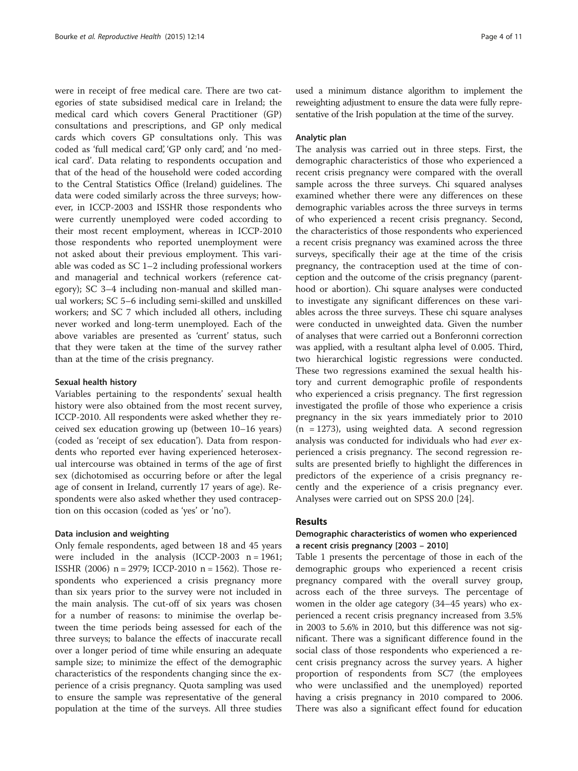were in receipt of free medical care. There are two categories of state subsidised medical care in Ireland; the medical card which covers General Practitioner (GP) consultations and prescriptions, and GP only medical cards which covers GP consultations only. This was coded as 'full medical card', 'GP only card', and 'no medical card'. Data relating to respondents occupation and that of the head of the household were coded according to the Central Statistics Office (Ireland) guidelines. The data were coded similarly across the three surveys; however, in ICCP-2003 and ISSHR those respondents who were currently unemployed were coded according to their most recent employment, whereas in ICCP-2010 those respondents who reported unemployment were not asked about their previous employment. This variable was coded as SC 1–2 including professional workers and managerial and technical workers (reference category); SC 3–4 including non-manual and skilled manual workers; SC 5–6 including semi-skilled and unskilled workers; and SC 7 which included all others, including never worked and long-term unemployed. Each of the above variables are presented as 'current' status, such that they were taken at the time of the survey rather than at the time of the crisis pregnancy.

#### Sexual health history

Variables pertaining to the respondents' sexual health history were also obtained from the most recent survey, ICCP-2010. All respondents were asked whether they received sex education growing up (between 10–16 years) (coded as 'receipt of sex education'). Data from respondents who reported ever having experienced heterosexual intercourse was obtained in terms of the age of first sex (dichotomised as occurring before or after the legal age of consent in Ireland, currently 17 years of age). Respondents were also asked whether they used contraception on this occasion (coded as 'yes' or 'no').

#### Data inclusion and weighting

Only female respondents, aged between 18 and 45 years were included in the analysis (ICCP-2003 n = 1961; ISSHR (2006) n = 2979; ICCP-2010 n = 1562). Those respondents who experienced a crisis pregnancy more than six years prior to the survey were not included in the main analysis. The cut-off of six years was chosen for a number of reasons: to minimise the overlap between the time periods being assessed for each of the three surveys; to balance the effects of inaccurate recall over a longer period of time while ensuring an adequate sample size; to minimize the effect of the demographic characteristics of the respondents changing since the experience of a crisis pregnancy. Quota sampling was used to ensure the sample was representative of the general population at the time of the surveys. All three studies used a minimum distance algorithm to implement the reweighting adjustment to ensure the data were fully representative of the Irish population at the time of the survey.

#### Analytic plan

The analysis was carried out in three steps. First, the demographic characteristics of those who experienced a recent crisis pregnancy were compared with the overall sample across the three surveys. Chi squared analyses examined whether there were any differences on these demographic variables across the three surveys in terms of who experienced a recent crisis pregnancy. Second, the characteristics of those respondents who experienced a recent crisis pregnancy was examined across the three surveys, specifically their age at the time of the crisis pregnancy, the contraception used at the time of conception and the outcome of the crisis pregnancy (parenthood or abortion). Chi square analyses were conducted to investigate any significant differences on these variables across the three surveys. These chi square analyses were conducted in unweighted data. Given the number of analyses that were carried out a Bonferonni correction was applied, with a resultant alpha level of 0.005. Third, two hierarchical logistic regressions were conducted. These two regressions examined the sexual health history and current demographic profile of respondents who experienced a crisis pregnancy. The first regression investigated the profile of those who experience a crisis pregnancy in the six years immediately prior to 2010 (n = 1273), using weighted data. A second regression analysis was conducted for individuals who had *ever* experienced a crisis pregnancy. The second regression results are presented briefly to highlight the differences in predictors of the experience of a crisis pregnancy recently and the experience of a crisis pregnancy ever. Analyses were carried out on SPSS 20.0 [24].

## Results

### Demographic characteristics of women who experienced a recent crisis pregnancy [2003 – 2010]

Table 1 presents the percentage of those in each of the demographic groups who experienced a recent crisis pregnancy compared with the overall survey group, across each of the three surveys. The percentage of women in the older age category (34–45 years) who experienced a recent crisis pregnancy increased from 3.5% in 2003 to 5.6% in 2010, but this difference was not significant. There was a significant difference found in the social class of those respondents who experienced a recent crisis pregnancy across the survey years. A higher proportion of respondents from SC7 (the employees who were unclassified and the unemployed) reported having a crisis pregnancy in 2010 compared to 2006. There was also a significant effect found for education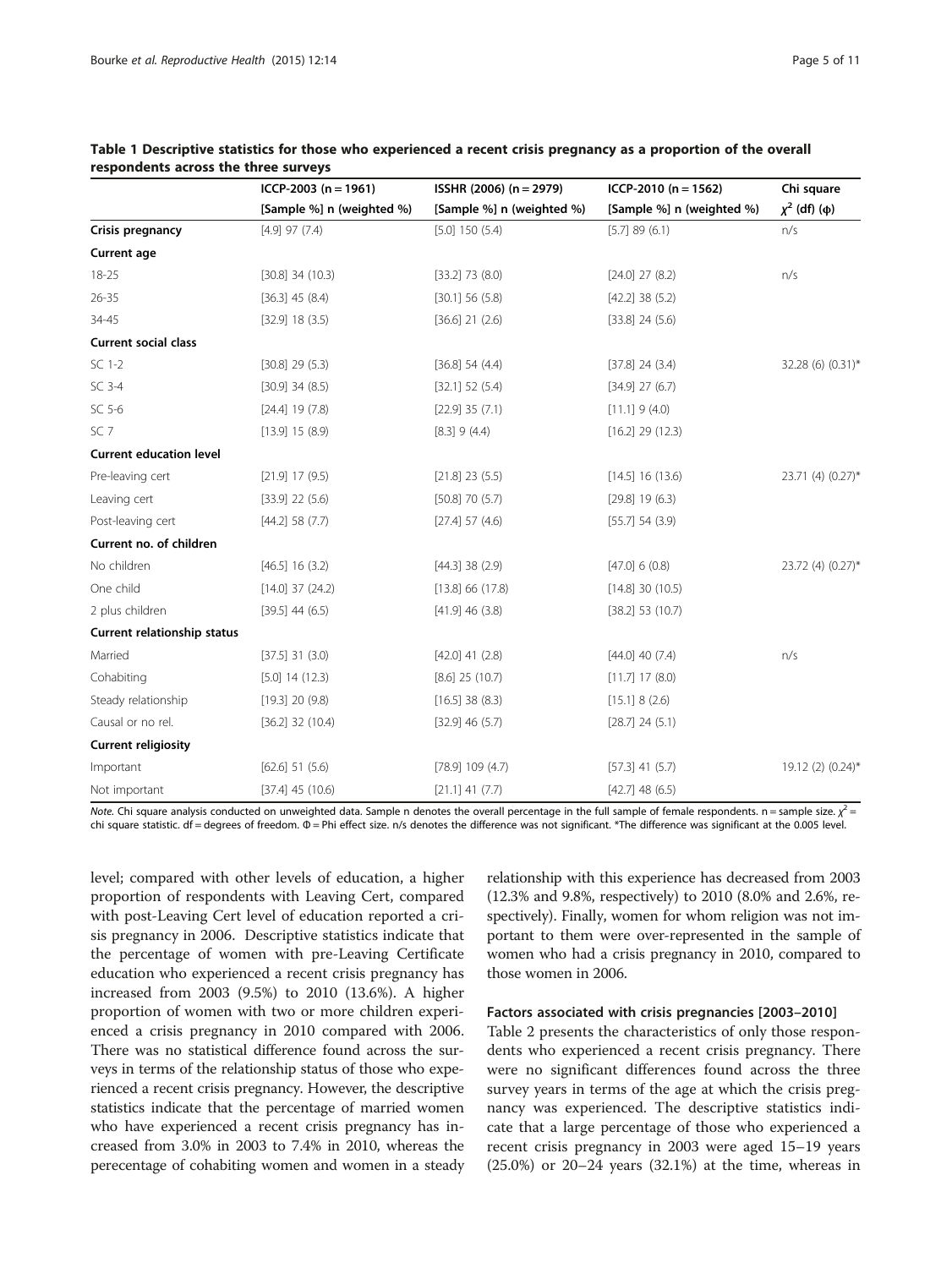**Table 1 Descriptive statistics for those who experienced a recent crisis pregnancy as a proportion of the overall respondents across the three surveys**

| | ICCP-2003 (n = 1961) | ISSHR (2006) (n = 2979) | ICCP-2010 (n = 1562) | Chi square |
|---|---|---|---|---|
| | [Sample %] n (weighted %) | [Sample %] n (weighted %) | [Sample %] n (weighted %) | $\chi^2$ (df) (φ) |
| **Crisis pregnancy** | [4.9] 97 (7.4) | [5.0] 150 (5.4) | [5.7] 89 (6.1) | n/s |
| **Current age** | | | | |
| 18-25 | [30.8] 34 (10.3) | [33.2] 73 (8.0) | [24.0] 27 (8.2) | n/s |
| 26-35 | [36.3] 45 (8.4) | [30.1] 56 (5.8) | [42.2] 38 (5.2) | |
| 34-45 | [32.9] 18 (3.5) | [36.6] 21 (2.6) | [33.8] 24 (5.6) | |
| **Current social class** | | | | |
| SC 1-2 | [30.8] 29 (5.3) | [36.8] 54 (4.4) | [37.8] 24 (3.4) | 32.28 (6) (0.31)* |
| SC 3-4 | [30.9] 34 (8.5) | [32.1] 52 (5.4) | [34.9] 27 (6.7) | |
| SC 5-6 | [24.4] 19 (7.8) | [22.9] 35 (7.1) | [11.1] 9 (4.0) | |
| SC 7 | [13.9] 15 (8.9) | [8.3] 9 (4.4) | [16.2] 29 (12.3) | |
| **Current education level** | | | | |
| Pre-leaving cert | [21.9] 17 (9.5) | [21.8] 23 (5.5) | [14.5] 16 (13.6) | 23.71 (4) (0.27)* |
| Leaving cert | [33.9] 22 (5.6) | [50.8] 70 (5.7) | [29.8] 19 (6.3) | |
| Post-leaving cert | [44.2] 58 (7.7) | [27.4] 57 (4.6) | [55.7] 54 (3.9) | |
| **Current no. of children** | | | | |
| No children | [46.5] 16 (3.2) | [44.3] 38 (2.9) | [47.0] 6 (0.8) | 23.72 (4) (0.27)* |
| One child | [14.0] 37 (24.2) | [13.8] 66 (17.8) | [14.8] 30 (10.5) | |
| 2 plus children | [39.5] 44 (6.5) | [41.9] 46 (3.8) | [38.2] 53 (10.7) | |
| **Current relationship status** | | | | |
| Married | [37.5] 31 (3.0) | [42.0] 41 (2.8) | [44.0] 40 (7.4) | n/s |
| Cohabiting | [5.0] 14 (12.3) | [8.6] 25 (10.7) | [11.7] 17 (8.0) | |
| Steady relationship | [19.3] 20 (9.8) | [16.5] 38 (8.3) | [15.1] 8 (2.6) | |
| Causal or no rel. | [36.2] 32 (10.4) | [32.9] 46 (5.7) | [28.7] 24 (5.1) | |
| **Current religiosity** | | | | |
| Important | [62.6] 51 (5.6) | [78.9] 109 (4.7) | [57.3] 41 (5.7) | 19.12 (2) (0.24)* |
| Not important | [37.4] 45 (10.6) | [21.1] 41 (7.7) | [42.7] 48 (6.5) | |

*Note.* Chi square analysis conducted on unweighted data. Sample n denotes the overall percentage in the full sample of female respondents. n = sample size. $\chi^2$ = chi square statistic. df = degrees of freedom. Φ = Phi effect size. n/s denotes the difference was not significant. *The difference was significant at the 0.005 level.

level; compared with other levels of education, a higher proportion of respondents with Leaving Cert, compared with post-Leaving Cert level of education reported a crisis pregnancy in 2006. Descriptive statistics indicate that the percentage of women with pre-Leaving Certificate education who experienced a recent crisis pregnancy has increased from 2003 (9.5%) to 2010 (13.6%). A higher proportion of women with two or more children experienced a crisis pregnancy in 2010 compared with 2006. There was no statistical difference found across the surveys in terms of the relationship status of those who experienced a recent crisis pregnancy. However, the descriptive statistics indicate that the percentage of married women who have experienced a recent crisis pregnancy has increased from 3.0% in 2003 to 7.4% in 2010, whereas the perecentage of cohabiting women and women in a steady relationship with this experience has decreased from 2003 (12.3% and 9.8%, respectively) to 2010 (8.0% and 2.6%, respectively). Finally, women for whom religion was not important to them were over-represented in the sample of women who had a crisis pregnancy in 2010, compared to those women in 2006.

### Factors associated with crisis pregnancies [2003–2010]

Table 2 presents the characteristics of only those respondents who experienced a recent crisis pregnancy. There were no significant differences found across the three survey years in terms of the age at which the crisis pregnancy was experienced. The descriptive statistics indicate that a large percentage of those who experienced a recent crisis pregnancy in 2003 were aged 15–19 years (25.0%) or 20–24 years (32.1%) at the time, whereas in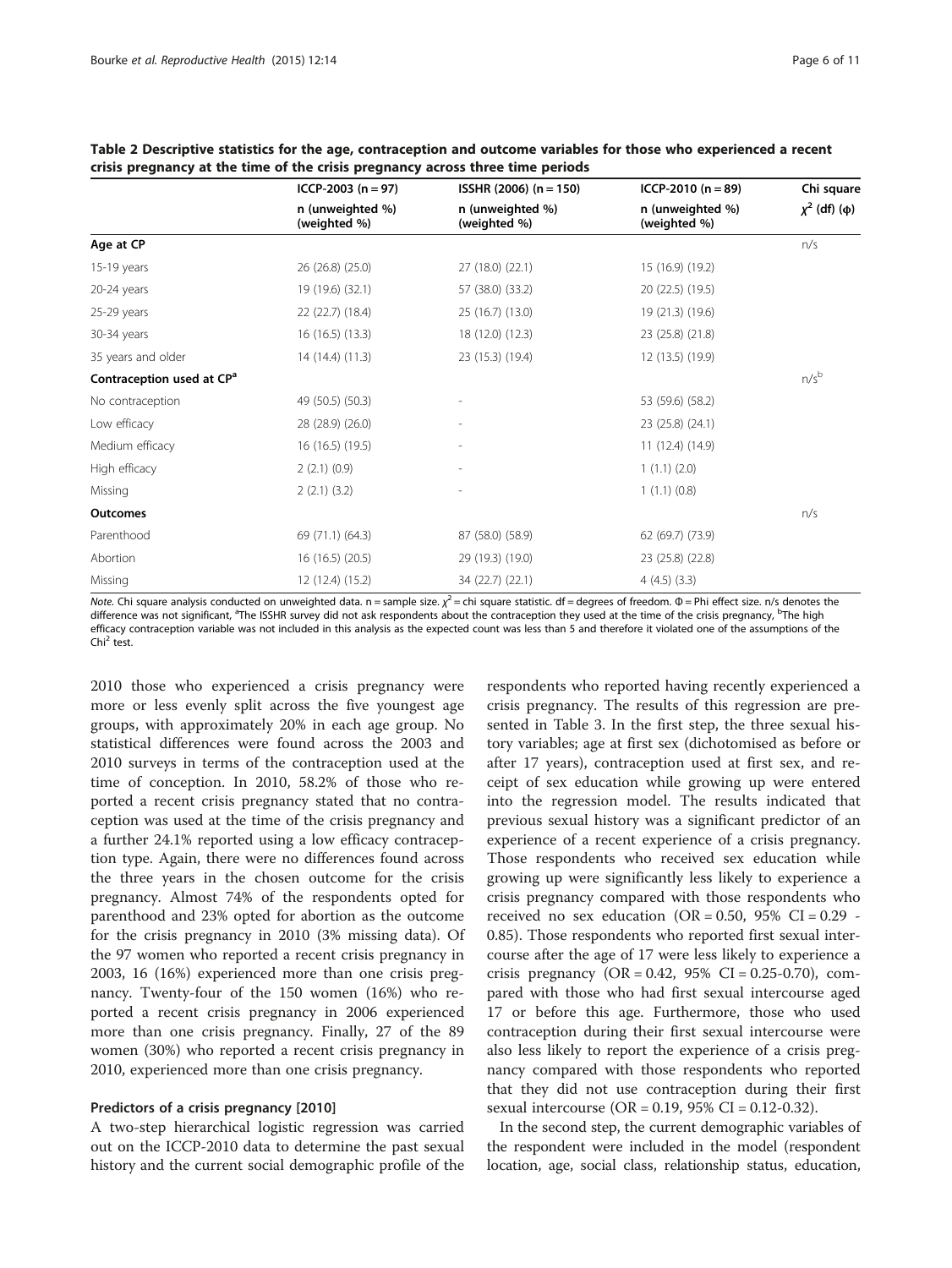**Table 2 Descriptive statistics for the age, contraception and outcome variables for those who experienced a recent crisis pregnancy at the time of the crisis pregnancy across three time periods**

| | ICCP-2003 (n = 97) | ISSHR (2006) (n = 150) | ICCP-2010 (n = 89) | Chi square |
|---|---|---|---|---|
| | n (unweighted %) (weighted %) | n (unweighted %) (weighted %) | n (unweighted %) (weighted %) | $\chi^2$ (df) (φ) |
| **Age at CP** | | | | n/s |
| 15-19 years | 26 (26.8) (25.0) | 27 (18.0) (22.1) | 15 (16.9) (19.2) | |
| 20-24 years | 19 (19.6) (32.1) | 57 (38.0) (33.2) | 20 (22.5) (19.5) | |
| 25-29 years | 22 (22.7) (18.4) | 25 (16.7) (13.0) | 19 (21.3) (19.6) | |
| 30-34 years | 16 (16.5) (13.3) | 18 (12.0) (12.3) | 23 (25.8) (21.8) | |
| 35 years and older | 14 (14.4) (11.3) | 23 (15.3) (19.4) | 12 (13.5) (19.9) | |
| **Contraception used at CP[a]** | | | | n/s[b] |
| No contraception | 49 (50.5) (50.3) | - | 53 (59.6) (58.2) | |
| Low efficacy | 28 (28.9) (26.0) | - | 23 (25.8) (24.1) | |
| Medium efficacy | 16 (16.5) (19.5) | - | 11 (12.4) (14.9) | |
| High efficacy | 2 (2.1) (0.9) | - | 1 (1.1) (2.0) | |
| Missing | 2 (2.1) (3.2) | - | 1 (1.1) (0.8) | |
| **Outcomes** | | | | n/s |
| Parenthood | 69 (71.1) (64.3) | 87 (58.0) (58.9) | 62 (69.7) (73.9) | |
| Abortion | 16 (16.5) (20.5) | 29 (19.3) (19.0) | 23 (25.8) (22.8) | |
| Missing | 12 (12.4) (15.2) | 34 (22.7) (22.1) | 4 (4.5) (3.3) | |

*Note.* Chi square analysis conducted on unweighted data. n = sample size. $\chi^2$ = chi square statistic. df = degrees of freedom. Φ = Phi effect size. n/s denotes the difference was not significant, [a]The ISSHR survey did not ask respondents about the contraception they used at the time of the crisis pregnancy, [b]The high efficacy contraception variable was not included in this analysis as the expected count was less than 5 and therefore it violated one of the assumptions of the $Chi^2$ test.

2010 those who experienced a crisis pregnancy were more or less evenly split across the five youngest age groups, with approximately 20% in each age group. No statistical differences were found across the 2003 and 2010 surveys in terms of the contraception used at the time of conception. In 2010, 58.2% of those who reported a recent crisis pregnancy stated that no contraception was used at the time of the crisis pregnancy and a further 24.1% reported using a low efficacy contraception type. Again, there were no differences found across the three years in the chosen outcome for the crisis pregnancy. Almost 74% of the respondents opted for parenthood and 23% opted for abortion as the outcome for the crisis pregnancy in 2010 (3% missing data). Of the 97 women who reported a recent crisis pregnancy in 2003, 16 (16%) experienced more than one crisis pregnancy. Twenty-four of the 150 women (16%) who reported a recent crisis pregnancy in 2006 experienced more than one crisis pregnancy. Finally, 27 of the 89 women (30%) who reported a recent crisis pregnancy in 2010, experienced more than one crisis pregnancy.

#### Predictors of a crisis pregnancy [2010]

A two-step hierarchical logistic regression was carried out on the ICCP-2010 data to determine the past sexual history and the current social demographic profile of the respondents who reported having recently experienced a crisis pregnancy. The results of this regression are presented in Table 3. In the first step, the three sexual history variables; age at first sex (dichotomised as before or after 17 years), contraception used at first sex, and receipt of sex education while growing up were entered into the regression model. The results indicated that previous sexual history was a significant predictor of an experience of a recent experience of a crisis pregnancy. Those respondents who received sex education while growing up were significantly less likely to experience a crisis pregnancy compared with those respondents who received no sex education (OR = 0.50, 95% CI = 0.29 - 0.85). Those respondents who reported first sexual intercourse after the age of 17 were less likely to experience a crisis pregnancy (OR = 0.42, 95% CI = 0.25-0.70), compared with those who had first sexual intercourse aged 17 or before this age. Furthermore, those who used contraception during their first sexual intercourse were also less likely to report the experience of a crisis pregnancy compared with those respondents who reported that they did not use contraception during their first sexual intercourse (OR = 0.19, 95% CI = 0.12-0.32).

In the second step, the current demographic variables of the respondent were included in the model (respondent location, age, social class, relationship status, education,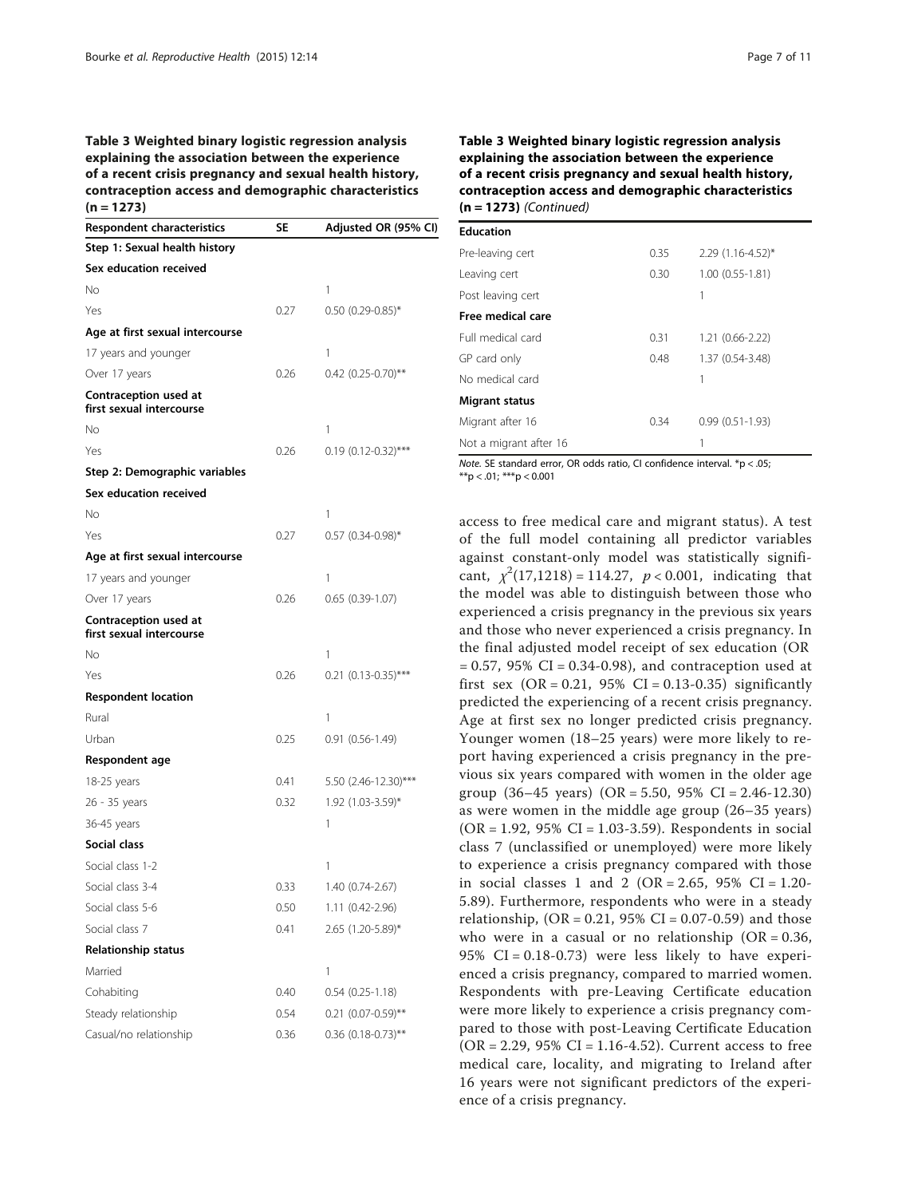**Table 3 Weighted binary logistic regression analysis explaining the association between the experience of a recent crisis pregnancy and sexual health history, contraception access and demographic characteristics (n = 1273)**

| Respondent characteristics | SE | Adjusted OR (95% CI) |
|---|---|---|
| **Step 1: Sexual health history** | | |
| **Sex education received** | | |
| No | | 1 |
| Yes | 0.27 | 0.50 (0.29-0.85)* |
| **Age at first sexual intercourse** | | |
| 17 years and younger | | 1 |
| Over 17 years | 0.26 | 0.42 (0.25-0.70)** |
| **Contraception used at first sexual intercourse** | | |
| No | | 1 |
| Yes | 0.26 | 0.19 (0.12-0.32)*** |
| **Step 2: Demographic variables** | | |
| **Sex education received** | | |
| No | | 1 |
| Yes | 0.27 | 0.57 (0.34-0.98)* |
| **Age at first sexual intercourse** | | |
| 17 years and younger | | 1 |
| Over 17 years | 0.26 | 0.65 (0.39-1.07) |
| **Contraception used at first sexual intercourse** | | |
| No | | 1 |
| Yes | 0.26 | 0.21 (0.13-0.35)*** |
| **Respondent location** | | |
| Rural | | 1 |
| Urban | 0.25 | 0.91 (0.56-1.49) |
| **Respondent age** | | |
| 18-25 years | 0.41 | 5.50 (2.46-12.30)*** |
| 26 - 35 years | 0.32 | 1.92 (1.03-3.59)* |
| 36-45 years | | 1 |
| **Social class** | | |
| Social class 1-2 | | 1 |
| Social class 3-4 | 0.33 | 1.40 (0.74-2.67) |
| Social class 5-6 | 0.50 | 1.11 (0.42-2.96) |
| Social class 7 | 0.41 | 2.65 (1.20-5.89)* |
| **Relationship status** | | |
| Married | | 1 |
| Cohabiting | 0.40 | 0.54 (0.25-1.18) |
| Steady relationship | 0.54 | 0.21 (0.07-0.59)** |
| Casual/no relationship | 0.36 | 0.36 (0.18-0.73)** |
| **Education** | | |
| Pre-leaving cert | 0.35 | 2.29 (1.16-4.52)* |
| Leaving cert | 0.30 | 1.00 (0.55-1.81) |
| Post leaving cert | | 1 |
| **Free medical care** | | |
| Full medical card | 0.31 | 1.21 (0.66-2.22) |
| GP card only | 0.48 | 1.37 (0.54-3.48) |
| No medical card | | 1 |
| **Migrant status** | | |
| Migrant after 16 | 0.34 | 0.99 (0.51-1.93) |
| Not a migrant after 16 | | 1 |

*Note.* SE standard error, OR odds ratio, CI confidence interval. *p < .05; **p < .01; ***p < 0.001

access to free medical care and migrant status). A test of the full model containing all predictor variables against constant-only model was statistically significant, $\chi^2(17,1218) = 114.27$, $p < 0.001$, indicating that the model was able to distinguish between those who experienced a crisis pregnancy in the previous six years and those who never experienced a crisis pregnancy. In the final adjusted model receipt of sex education (OR = 0.57, 95% CI = 0.34-0.98), and contraception used at first sex (OR = 0.21, 95% CI = 0.13-0.35) significantly predicted the experiencing of a recent crisis pregnancy. Age at first sex no longer predicted crisis pregnancy. Younger women (18–25 years) were more likely to report having experienced a crisis pregnancy in the previous six years compared with women in the older age group (36–45 years) (OR = 5.50, 95% CI = 2.46-12.30) as were women in the middle age group (26–35 years) (OR = 1.92, 95% CI = 1.03-3.59). Respondents in social class 7 (unclassified or unemployed) were more likely to experience a crisis pregnancy compared with those in social classes 1 and 2 (OR = 2.65, 95% CI = 1.20-5.89). Furthermore, respondents who were in a steady relationship, (OR = 0.21, 95% CI = 0.07-0.59) and those who were in a casual or no relationship (OR = 0.36, 95% CI = 0.18-0.73) were less likely to have experienced a crisis pregnancy, compared to married women. Respondents with pre-Leaving Certificate education were more likely to experience a crisis pregnancy compared to those with post-Leaving Certificate Education (OR = 2.29, 95% CI = 1.16-4.52). Current access to free medical care, locality, and migrating to Ireland after 16 years were not significant predictors of the experience of a crisis pregnancy.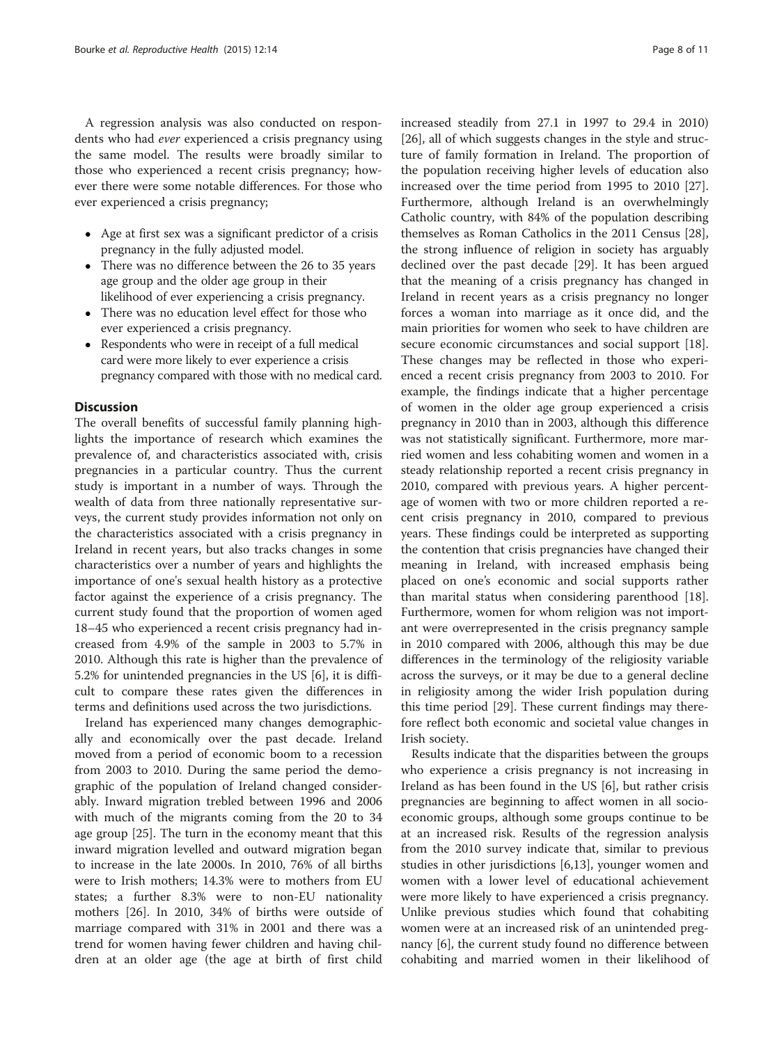A regression analysis was also conducted on respondents who had *ever* experienced a crisis pregnancy using the same model. The results were broadly similar to those who experienced a recent crisis pregnancy; however there were some notable differences. For those who ever experienced a crisis pregnancy;

- Age at first sex was a significant predictor of a crisis pregnancy in the fully adjusted model.
- There was no difference between the 26 to 35 years age group and the older age group in their likelihood of ever experiencing a crisis pregnancy.
- There was no education level effect for those who ever experienced a crisis pregnancy.
- Respondents who were in receipt of a full medical card were more likely to ever experience a crisis pregnancy compared with those with no medical card.

## Discussion

The overall benefits of successful family planning highlights the importance of research which examines the prevalence of, and characteristics associated with, crisis pregnancies in a particular country. Thus the current study is important in a number of ways. Through the wealth of data from three nationally representative surveys, the current study provides information not only on the characteristics associated with a crisis pregnancy in Ireland in recent years, but also tracks changes in some characteristics over a number of years and highlights the importance of one's sexual health history as a protective factor against the experience of a crisis pregnancy. The current study found that the proportion of women aged 18–45 who experienced a recent crisis pregnancy had increased from 4.9% of the sample in 2003 to 5.7% in 2010. Although this rate is higher than the prevalence of 5.2% for unintended pregnancies in the US [6], it is difficult to compare these rates given the differences in terms and definitions used across the two jurisdictions.

Ireland has experienced many changes demographically and economically over the past decade. Ireland moved from a period of economic boom to a recession from 2003 to 2010. During the same period the demographic of the population of Ireland changed considerably. Inward migration trebled between 1996 and 2006 with much of the migrants coming from the 20 to 34 age group [25]. The turn in the economy meant that this inward migration levelled and outward migration began to increase in the late 2000s. In 2010, 76% of all births were to Irish mothers; 14.3% were to mothers from EU states; a further 8.3% were to non-EU nationality mothers [26]. In 2010, 34% of births were outside of marriage compared with 31% in 2001 and there was a trend for women having fewer children and having children at an older age (the age at birth of first child increased steadily from 27.1 in 1997 to 29.4 in 2010) [26], all of which suggests changes in the style and structure of family formation in Ireland. The proportion of the population receiving higher levels of education also increased over the time period from 1995 to 2010 [27]. Furthermore, although Ireland is an overwhelmingly Catholic country, with 84% of the population describing themselves as Roman Catholics in the 2011 Census [28], the strong influence of religion in society has arguably declined over the past decade [29]. It has been argued that the meaning of a crisis pregnancy has changed in Ireland in recent years as a crisis pregnancy no longer forces a woman into marriage as it once did, and the main priorities for women who seek to have children are secure economic circumstances and social support [18]. These changes may be reflected in those who experienced a recent crisis pregnancy from 2003 to 2010. For example, the findings indicate that a higher percentage of women in the older age group experienced a crisis pregnancy in 2010 than in 2003, although this difference was not statistically significant. Furthermore, more married women and less cohabiting women and women in a steady relationship reported a recent crisis pregnancy in 2010, compared with previous years. A higher percentage of women with two or more children reported a recent crisis pregnancy in 2010, compared to previous years. These findings could be interpreted as supporting the contention that crisis pregnancies have changed their meaning in Ireland, with increased emphasis being placed on one's economic and social supports rather than marital status when considering parenthood [18]. Furthermore, women for whom religion was not important were overrepresented in the crisis pregnancy sample in 2010 compared with 2006, although this may be due differences in the terminology of the religiosity variable across the surveys, or it may be due to a general decline in religiosity among the wider Irish population during this time period [29]. These current findings may therefore reflect both economic and societal value changes in Irish society.

Results indicate that the disparities between the groups who experience a crisis pregnancy is not increasing in Ireland as has been found in the US [6], but rather crisis pregnancies are beginning to affect women in all socioeconomic groups, although some groups continue to be at an increased risk. Results of the regression analysis from the 2010 survey indicate that, similar to previous studies in other jurisdictions [6,13], younger women and women with a lower level of educational achievement were more likely to have experienced a crisis pregnancy. Unlike previous studies which found that cohabiting women were at an increased risk of an unintended pregnancy [6], the current study found no difference between cohabiting and married women in their likelihood of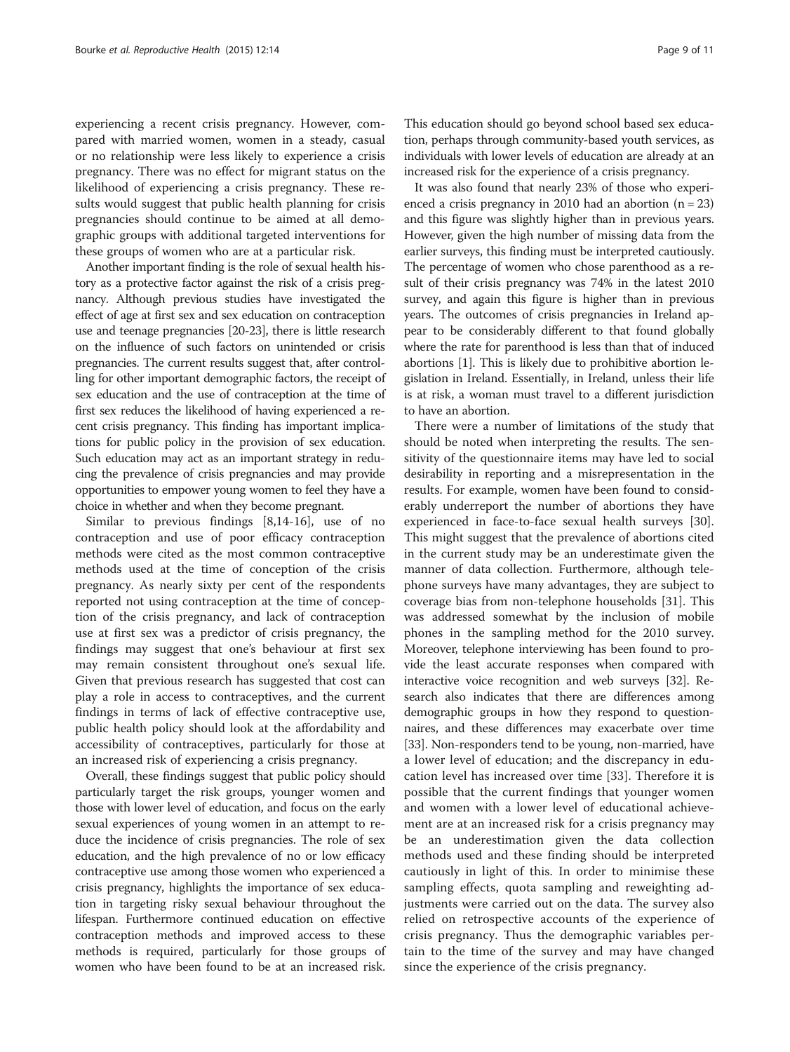experiencing a recent crisis pregnancy. However, compared with married women, women in a steady, casual or no relationship were less likely to experience a crisis pregnancy. There was no effect for migrant status on the likelihood of experiencing a crisis pregnancy. These results would suggest that public health planning for crisis pregnancies should continue to be aimed at all demographic groups with additional targeted interventions for these groups of women who are at a particular risk.

Another important finding is the role of sexual health history as a protective factor against the risk of a crisis pregnancy. Although previous studies have investigated the effect of age at first sex and sex education on contraception use and teenage pregnancies [20-23], there is little research on the influence of such factors on unintended or crisis pregnancies. The current results suggest that, after controlling for other important demographic factors, the receipt of sex education and the use of contraception at the time of first sex reduces the likelihood of having experienced a recent crisis pregnancy. This finding has important implications for public policy in the provision of sex education. Such education may act as an important strategy in reducing the prevalence of crisis pregnancies and may provide opportunities to empower young women to feel they have a choice in whether and when they become pregnant.

Similar to previous findings [8,14-16], use of no contraception and use of poor efficacy contraception methods were cited as the most common contraceptive methods used at the time of conception of the crisis pregnancy. As nearly sixty per cent of the respondents reported not using contraception at the time of conception of the crisis pregnancy, and lack of contraception use at first sex was a predictor of crisis pregnancy, the findings may suggest that one's behaviour at first sex may remain consistent throughout one's sexual life. Given that previous research has suggested that cost can play a role in access to contraceptives, and the current findings in terms of lack of effective contraceptive use, public health policy should look at the affordability and accessibility of contraceptives, particularly for those at an increased risk of experiencing a crisis pregnancy.

Overall, these findings suggest that public policy should particularly target the risk groups, younger women and those with lower level of education, and focus on the early sexual experiences of young women in an attempt to reduce the incidence of crisis pregnancies. The role of sex education, and the high prevalence of no or low efficacy contraceptive use among those women who experienced a crisis pregnancy, highlights the importance of sex education in targeting risky sexual behaviour throughout the lifespan. Furthermore continued education on effective contraception methods and improved access to these methods is required, particularly for those groups of women who have been found to be at an increased risk. This education should go beyond school based sex education, perhaps through community-based youth services, as individuals with lower levels of education are already at an increased risk for the experience of a crisis pregnancy.

It was also found that nearly 23% of those who experienced a crisis pregnancy in 2010 had an abortion (n = 23) and this figure was slightly higher than in previous years. However, given the high number of missing data from the earlier surveys, this finding must be interpreted cautiously. The percentage of women who chose parenthood as a result of their crisis pregnancy was 74% in the latest 2010 survey, and again this figure is higher than in previous years. The outcomes of crisis pregnancies in Ireland appear to be considerably different to that found globally where the rate for parenthood is less than that of induced abortions [1]. This is likely due to prohibitive abortion legislation in Ireland. Essentially, in Ireland, unless their life is at risk, a woman must travel to a different jurisdiction to have an abortion.

There were a number of limitations of the study that should be noted when interpreting the results. The sensitivity of the questionnaire items may have led to social desirability in reporting and a misrepresentation in the results. For example, women have been found to considerably underreport the number of abortions they have experienced in face-to-face sexual health surveys [30]. This might suggest that the prevalence of abortions cited in the current study may be an underestimate given the manner of data collection. Furthermore, although telephone surveys have many advantages, they are subject to coverage bias from non-telephone households [31]. This was addressed somewhat by the inclusion of mobile phones in the sampling method for the 2010 survey. Moreover, telephone interviewing has been found to provide the least accurate responses when compared with interactive voice recognition and web surveys [32]. Research also indicates that there are differences among demographic groups in how they respond to questionnaires, and these differences may exacerbate over time [33]. Non-responders tend to be young, non-married, have a lower level of education; and the discrepancy in education level has increased over time [33]. Therefore it is possible that the current findings that younger women and women with a lower level of educational achievement are at an increased risk for a crisis pregnancy may be an underestimation given the data collection methods used and these finding should be interpreted cautiously in light of this. In order to minimise these sampling effects, quota sampling and reweighting adjustments were carried out on the data. The survey also relied on retrospective accounts of the experience of crisis pregnancy. Thus the demographic variables pertain to the time of the survey and may have changed since the experience of the crisis pregnancy.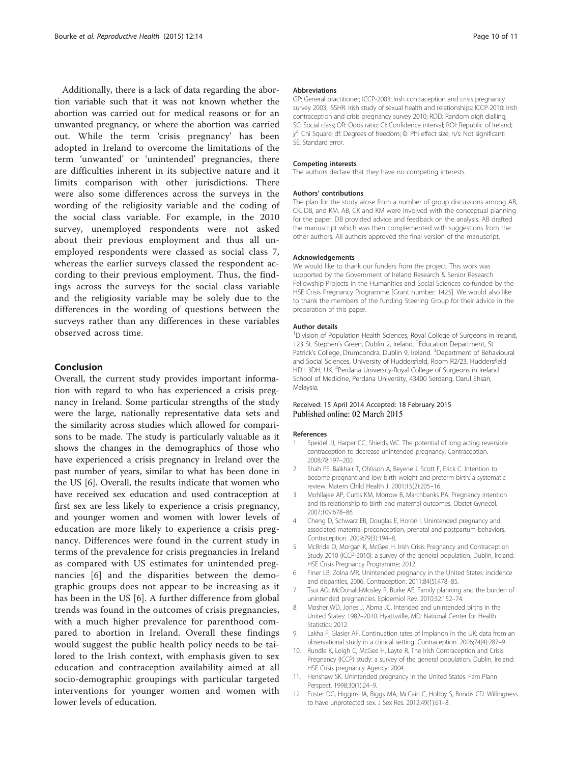Additionally, there is a lack of data regarding the abortion variable such that it was not known whether the abortion was carried out for medical reasons or for an unwanted pregnancy, or where the abortion was carried out. While the term 'crisis pregnancy' has been adopted in Ireland to overcome the limitations of the term 'unwanted' or 'unintended' pregnancies, there are difficulties inherent in its subjective nature and it limits comparison with other jurisdictions. There were also some differences across the surveys in the wording of the religiosity variable and the coding of the social class variable. For example, in the 2010 survey, unemployed respondents were not asked about their previous employment and thus all unemployed respondents were classed as social class 7, whereas the earlier surveys classed the respondent according to their previous employment. Thus, the findings across the surveys for the social class variable and the religiosity variable may be solely due to the differences in the wording of questions between the surveys rather than any differences in these variables observed across time.

## Conclusion

Overall, the current study provides important information with regard to who has experienced a crisis pregnancy in Ireland. Some particular strengths of the study were the large, nationally representative data sets and the similarity across studies which allowed for comparisons to be made. The study is particularly valuable as it shows the changes in the demographics of those who have experienced a crisis pregnancy in Ireland over the past number of years, similar to what has been done in the US [6]. Overall, the results indicate that women who have received sex education and used contraception at first sex are less likely to experience a crisis pregnancy, and younger women and women with lower levels of education are more likely to experience a crisis pregnancy. Differences were found in the current study in terms of the prevalence for crisis pregnancies in Ireland as compared with US estimates for unintended pregnancies [6] and the disparities between the demographic groups does not appear to be increasing as it has been in the US [6]. A further difference from global trends was found in the outcomes of crisis pregnancies, with a much higher prevalence for parenthood compared to abortion in Ireland. Overall these findings would suggest the public health policy needs to be tailored to the Irish context, with emphasis given to sex education and contraception availability aimed at all socio-demographic groupings with particular targeted interventions for younger women and women with lower levels of education.

#### Abbreviations

GP: General practitioner; ICCP-2003: Irish contraception and crisis pregnancy survey 2003; ISSHR: Irish study of sexual health and relationships; ICCP-2010: Irish contraception and crisis pregnancy survey 2010; RDD: Random digit dialling; SC: Social class; OR: Odds ratio; CI: Confidence interval; ROI: Republic of Ireland; $\chi^2$: Chi Square; df: Degrees of freedom; Φ: Phi effect size; n/s: Not significant; SE: Standard error.

#### Competing interests

The authors declare that they have no competing interests.

#### Authors' contributions

The plan for the study arose from a number of group discussions among AB, CK, DB, and KM. AB, CK and KM were involved with the conceptual planning for the paper. DB provided advice and feedback on the analysis. AB drafted the manuscript which was then complemented with suggestions from the other authors. All authors approved the final version of the manuscript.

#### Acknowledgements

We would like to thank our funders from the project. This work was supported by the Government of Ireland Research & Senior Research Fellowship Projects in the Humanities and Social Sciences co-funded by the HSE Crisis Pregnancy Programme [Grant number: 1425]. We would also like to thank the members of the funding Steering Group for their advice in the preparation of this paper.

#### Author details

[1]Division of Population Health Sciences, Royal College of Surgeons in Ireland, 123 St. Stephen's Green, Dublin 2, Ireland. [2]Education Department, St Patrick's College, Drumcondra, Dublin 9, Ireland. [3]Department of Behavioural and Social Sciences, University of Huddersfield, Room R2/23, Huddersfield HD1 3DH, UK. [4]Perdana University-Royal College of Surgeons in Ireland School of Medicine, Perdana University, 43400 Serdang, Darul Ehsan, Malaysia.

Received: 15 April 2014 Accepted: 18 February 2015
Published online: 02 March 2015

#### References

1. Speidel JJ, Harper CC, Shields WC. The potential of long acting reversible contraception to decrease unintended pregnancy. Contraception. 2008;78:197–200.
2. Shah PS, Balkhair T, Ohlsson A, Beyene J, Scott F, Frick C. Intention to become pregnant and low birth weight and preterm birth: a systematic review. Matern Child Health J. 2001;15(2):205–16.
3. Mohllajee AP, Curtis KM, Morrow B, Marchbanks PA. Pregnancy intention and its relationship to birth and maternal outcomes. Obstet Gynecol. 2007;109:678–86.
4. Cheng D, Schwarz EB, Douglas E, Horon I. Unintended pregnancy and associated maternal preconception, prenatal and postpartum behaviors. Contraception. 2009;79(3):194–8.
5. McBride O, Morgan K, McGee H. Irish Crisis Pregnancy and Contraception Study 2010 (ICCP-2010): a survey of the general population. Dublin, Ireland: HSE Crisis Pregnancy Programme; 2012.
6. Finer LB, Zolna MR. Unintended pregnancy in the United States: incidence and disparities, 2006. Contraception. 2011;84(5):478–85.
7. Tsui AO, McDonald-Mosley R, Burke AE. Family planning and the burden of unintended pregnancies. Epidemiol Rev. 2010;32:152–74.
8. Mosher WD, Jones J, Abma JC. Intended and unintended births in the United States: 1982–2010. Hyattsville, MD: National Center for Health Statistics; 2012.
9. Lakha F, Glasier AF. Continuation rates of Implanon in the UK: data from an observational study in a clinical setting. Contraception. 2006;74(4):287–9.
10. Rundle K, Leigh C, McGee H, Layte R. The Irish Contraception and Crisis Pregnancy (ICCP) study: a survey of the general population. Dublin, Ireland: HSE Crisis pregnancy Agency; 2004.
11. Henshaw SK. Unintended pregnancy in the United States. Fam Plann Perspect. 1998;30(1):24–9.
12. Foster DG, Higgins JA, Biggs MA, McCain C, Holtby S, Brindis CD. Willingness to have unprotected sex. J Sex Res. 2012;49(1):61–8.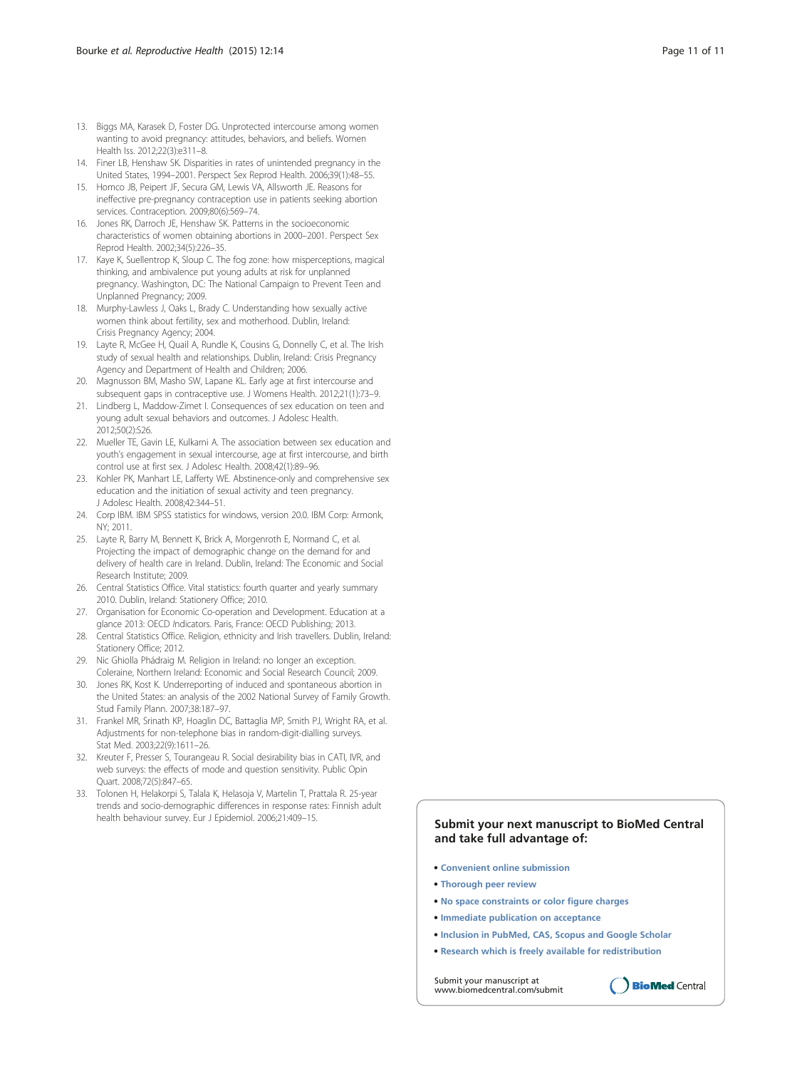13. Biggs MA, Karasek D, Foster DG. Unprotected intercourse among women wanting to avoid pregnancy: attitudes, behaviors, and beliefs. Women Health Iss. 2012;22(3):e311–8.
14. Finer LB, Henshaw SK. Disparities in rates of unintended pregnancy in the United States, 1994–2001. Perspect Sex Reprod Health. 2006;39(1):48–55.
15. Homco JB, Peipert JF, Secura GM, Lewis VA, Allsworth JE. Reasons for ineffective pre-pregnancy contraception use in patients seeking abortion services. Contraception. 2009;80(6):569–74.
16. Jones RK, Darroch JE, Henshaw SK. Patterns in the socioeconomic characteristics of women obtaining abortions in 2000–2001. Perspect Sex Reprod Health. 2002;34(5):226–35.
17. Kaye K, Suellentrop K, Sloup C. The fog zone: how misperceptions, magical thinking, and ambivalence put young adults at risk for unplanned pregnancy. Washington, DC: The National Campaign to Prevent Teen and Unplanned Pregnancy; 2009.
18. Murphy-Lawless J, Oaks L, Brady C. Understanding how sexually active women think about fertility, sex and motherhood. Dublin, Ireland: Crisis Pregnancy Agency; 2004.
19. Layte R, McGee H, Quail A, Rundle K, Cousins G, Donnelly C, et al. The Irish study of sexual health and relationships. Dublin, Ireland: Crisis Pregnancy Agency and Department of Health and Children; 2006.
20. Magnusson BM, Masho SW, Lapane KL. Early age at first intercourse and subsequent gaps in contraceptive use. J Womens Health. 2012;21(1):73–9.
21. Lindberg L, Maddow-Zimet I. Consequences of sex education on teen and young adult sexual behaviors and outcomes. J Adolesc Health. 2012;50(2):S26.
22. Mueller TE, Gavin LE, Kulkarni A. The association between sex education and youth's engagement in sexual intercourse, age at first intercourse, and birth control use at first sex. J Adolesc Health. 2008;42(1):89–96.
23. Kohler PK, Manhart LE, Lafferty WE. Abstinence-only and comprehensive sex education and the initiation of sexual activity and teen pregnancy. J Adolesc Health. 2008;42:344–51.
24. Corp IBM. IBM SPSS statistics for windows, version 20.0. IBM Corp: Armonk, NY; 2011.
25. Layte R, Barry M, Bennett K, Brick A, Morgenroth E, Normand C, et al. Projecting the impact of demographic change on the demand for and delivery of health care in Ireland. Dublin, Ireland: The Economic and Social Research Institute; 2009.
26. Central Statistics Office. Vital statistics: fourth quarter and yearly summary 2010. Dublin, Ireland: Stationery Office; 2010.
27. Organisation for Economic Co-operation and Development. Education at a glance 2013: OECD Indicators. Paris, France: OECD Publishing; 2013.
28. Central Statistics Office. Religion, ethnicity and Irish travellers. Dublin, Ireland: Stationery Office; 2012.
29. Nic Ghiolla Phádraig M. Religion in Ireland: no longer an exception. Coleraine, Northern Ireland: Economic and Social Research Council; 2009.
30. Jones RK, Kost K. Underreporting of induced and spontaneous abortion in the United States: an analysis of the 2002 National Survey of Family Growth. Stud Family Plann. 2007;38:187–97.
31. Frankel MR, Srinath KP, Hoaglin DC, Battaglia MP, Smith PJ, Wright RA, et al. Adjustments for non-telephone bias in random-digit-dialling surveys. Stat Med. 2003;22(9):1611–26.
32. Kreuter F, Presser S, Tourangeau R. Social desirability bias in CATI, IVR, and web surveys: the effects of mode and question sensitivity. Public Opin Quart. 2008;72(5):847–65.
33. Tolonen H, Helakorpi S, Talala K, Helasoja V, Martelin T, Prattala R. 25-year trends and socio-demographic differences in response rates: Finnish adult health behaviour survey. Eur J Epidemiol. 2006;21:409–15.

**Submit your next manuscript to BioMed Central and take full advantage of:**

- **Convenient online submission**
- **Thorough peer review**
- **No space constraints or color figure charges**
- **Immediate publication on acceptance**
- **Inclusion in PubMed, CAS, Scopus and Google Scholar**
- **Research which is freely available for redistribution**

Submit your manuscript at
www.biomedcentral.com/submit

BioMed Central